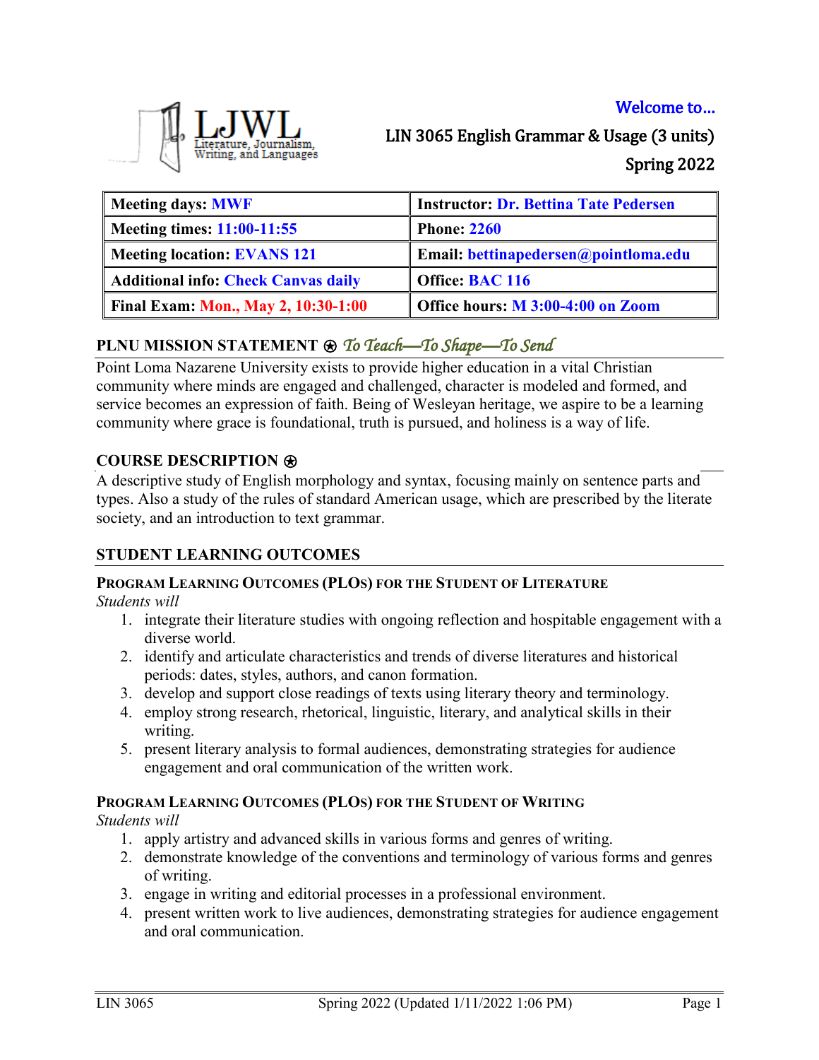LJWL Literature, Journalism, Writing, and Languages

Welcome to…

# LIN 3065 English Grammar & Usage (3 units)

Spring 2022

| | |
|---|---|
| **Meeting days: MWF** | **Instructor: Dr. Bettina Tate Pedersen** |
| **Meeting times: 11:00-11:55** | **Phone: 2260** |
| **Meeting location: EVANS 121** | **Email: bettinapedersen@pointloma.edu** |
| **Additional info: Check Canvas daily** | **Office: BAC 116** |
| **Final Exam: Mon., May 2, 10:30-1:00** | **Office hours: M 3:00-4:00 on Zoom** |

## PLNU MISSION STATEMENT ⍟ *To Teach—To Shape—To Send*

Point Loma Nazarene University exists to provide higher education in a vital Christian community where minds are engaged and challenged, character is modeled and formed, and service becomes an expression of faith. Being of Wesleyan heritage, we aspire to be a learning community where grace is foundational, truth is pursued, and holiness is a way of life.

## COURSE DESCRIPTION ⍟

A descriptive study of English morphology and syntax, focusing mainly on sentence parts and types. Also a study of the rules of standard American usage, which are prescribed by the literate society, and an introduction to text grammar.

## STUDENT LEARNING OUTCOMES

### PROGRAM LEARNING OUTCOMES (PLOS) FOR THE STUDENT OF LITERATURE

*Students will*

1. integrate their literature studies with ongoing reflection and hospitable engagement with a diverse world.
2. identify and articulate characteristics and trends of diverse literatures and historical periods: dates, styles, authors, and canon formation.
3. develop and support close readings of texts using literary theory and terminology.
4. employ strong research, rhetorical, linguistic, literary, and analytical skills in their writing.
5. present literary analysis to formal audiences, demonstrating strategies for audience engagement and oral communication of the written work.

### PROGRAM LEARNING OUTCOMES (PLOS) FOR THE STUDENT OF WRITING

*Students will*

1. apply artistry and advanced skills in various forms and genres of writing.
2. demonstrate knowledge of the conventions and terminology of various forms and genres of writing.
3. engage in writing and editorial processes in a professional environment.
4. present written work to live audiences, demonstrating strategies for audience engagement and oral communication.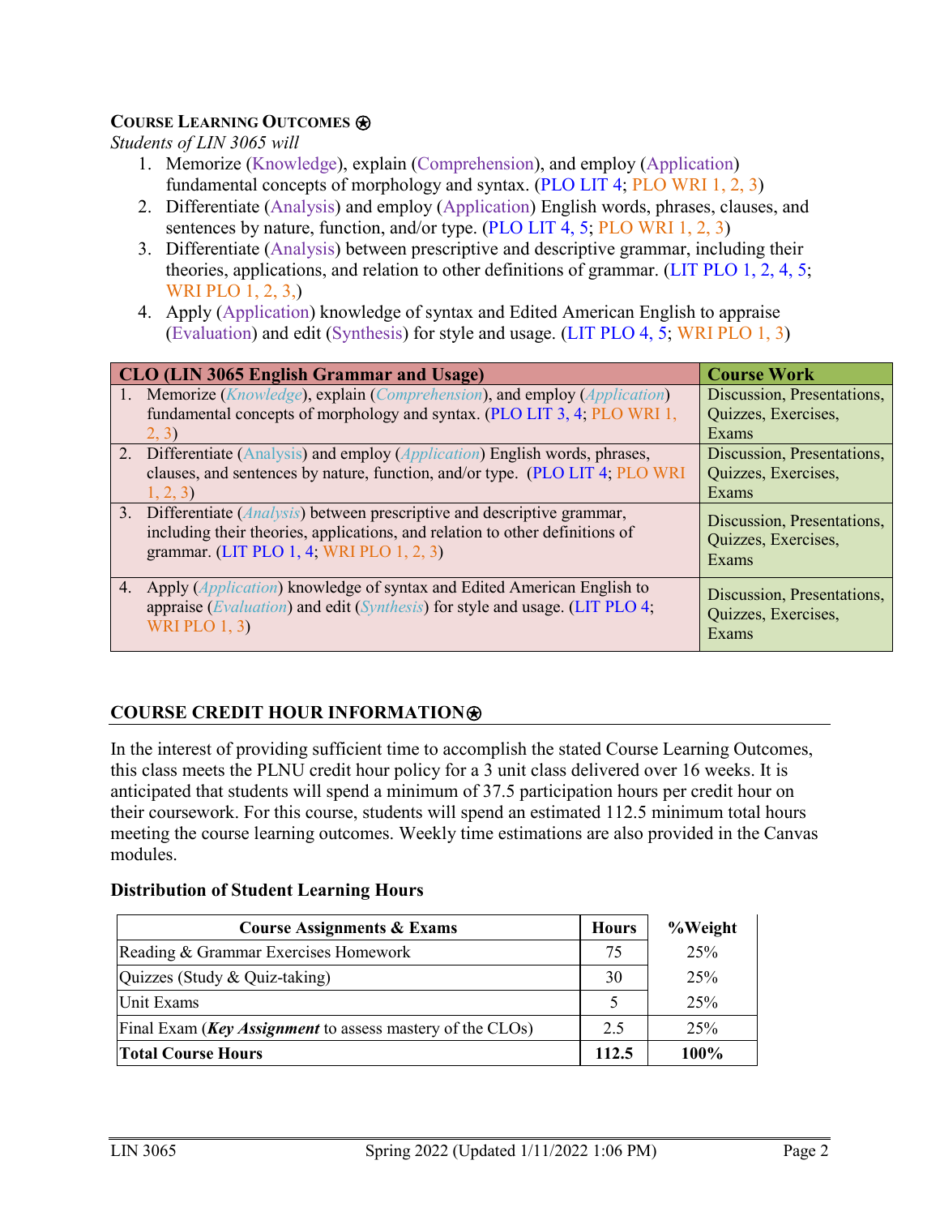### COURSE LEARNING OUTCOMES ⍟

*Students of LIN 3065 will*

1. Memorize (Knowledge), explain (Comprehension), and employ (Application) fundamental concepts of morphology and syntax. (PLO LIT 4; PLO WRI 1, 2, 3)
2. Differentiate (Analysis) and employ (Application) English words, phrases, clauses, and sentences by nature, function, and/or type. (PLO LIT 4, 5; PLO WRI 1, 2, 3)
3. Differentiate (Analysis) between prescriptive and descriptive grammar, including their theories, applications, and relation to other definitions of grammar. (LIT PLO 1, 2, 4, 5; WRI PLO 1, 2, 3,)
4. Apply (Application) knowledge of syntax and Edited American English to appraise (Evaluation) and edit (Synthesis) for style and usage. (LIT PLO 4, 5; WRI PLO 1, 3)

| CLO (LIN 3065 English Grammar and Usage) | Course Work |
|---|---|
| 1. Memorize (*Knowledge*), explain (*Comprehension*), and employ (*Application*) fundamental concepts of morphology and syntax. (PLO LIT 3, 4; PLO WRI 1, 2, 3) | Discussion, Presentations, Quizzes, Exercises, Exams |
| 2. Differentiate (Analysis) and employ (*Application*) English words, phrases, clauses, and sentences by nature, function, and/or type. (PLO LIT 4; PLO WRI 1, 2, 3) | Discussion, Presentations, Quizzes, Exercises, Exams |
| 3. Differentiate (*Analysis*) between prescriptive and descriptive grammar, including their theories, applications, and relation to other definitions of grammar. (LIT PLO 1, 4; WRI PLO 1, 2, 3) | Discussion, Presentations, Quizzes, Exercises, Exams |
| 4. Apply (*Application*) knowledge of syntax and Edited American English to appraise (*Evaluation*) and edit (*Synthesis*) for style and usage. (LIT PLO 4; WRI PLO 1, 3) | Discussion, Presentations, Quizzes, Exercises, Exams |

## COURSE CREDIT HOUR INFORMATION⍟

In the interest of providing sufficient time to accomplish the stated Course Learning Outcomes, this class meets the PLNU credit hour policy for a 3 unit class delivered over 16 weeks. It is anticipated that students will spend a minimum of 37.5 participation hours per credit hour on their coursework. For this course, students will spend an estimated 112.5 minimum total hours meeting the course learning outcomes. Weekly time estimations are also provided in the Canvas modules.

### Distribution of Student Learning Hours

| Course Assignments & Exams | Hours | %Weight |
|---|---|---|
| Reading & Grammar Exercises Homework | 75 | 25% |
| Quizzes (Study & Quiz-taking) | 30 | 25% |
| Unit Exams | 5 | 25% |
| Final Exam (***Key Assignment*** to assess mastery of the CLOs) | 2.5 | 25% |
| **Total Course Hours** | **112.5** | **100%** |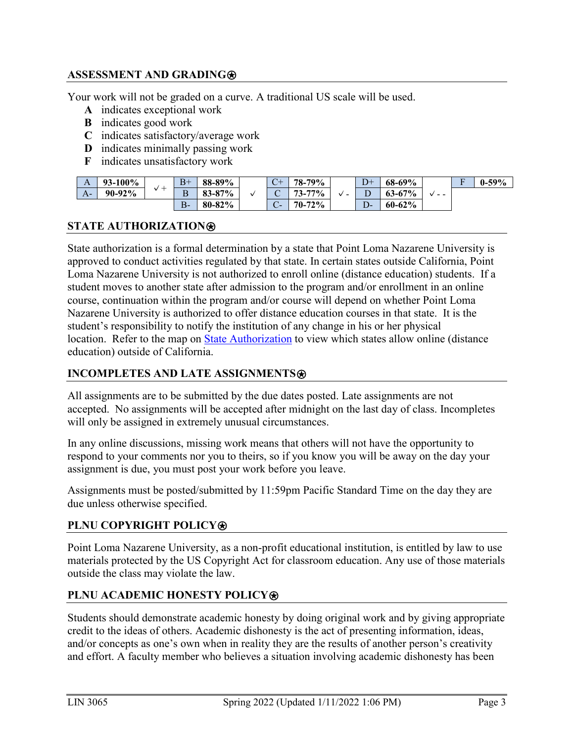## ASSESSMENT AND GRADING⊛

Your work will not be graded on a curve. A traditional US scale will be used.

- **A** indicates exceptional work
- **B** indicates good work
- **C** indicates satisfactory/average work
- **D** indicates minimally passing work
- **F** indicates unsatisfactory work

| | | | | | | | | | | | | | |
|---|---|---|---|---|---|---|---|---|---|---|---|---|---|
| A | **93-100%** | ✓+ | B+ | **88-89%** | | C+ | **78-79%** | | D+ | **68-69%** | | F | **0-59%** |
| A- | **90-92%** | | B | **83-87%** | ✓ | C | **73-77%** | ✓ - | D | **63-67%** | ✓ - - | | |
| | | | B- | **80-82%** | | C- | **70-72%** | | D- | **60-62%** | | | |

## STATE AUTHORIZATION⊛

State authorization is a formal determination by a state that Point Loma Nazarene University is approved to conduct activities regulated by that state. In certain states outside California, Point Loma Nazarene University is not authorized to enroll online (distance education) students. If a student moves to another state after admission to the program and/or enrollment in an online course, continuation within the program and/or course will depend on whether Point Loma Nazarene University is authorized to offer distance education courses in that state. It is the student's responsibility to notify the institution of any change in his or her physical location. Refer to the map on State Authorization to view which states allow online (distance education) outside of California.

## INCOMPLETES AND LATE ASSIGNMENTS⊛

All assignments are to be submitted by the due dates posted. Late assignments are not accepted. No assignments will be accepted after midnight on the last day of class. Incompletes will only be assigned in extremely unusual circumstances.

In any online discussions, missing work means that others will not have the opportunity to respond to your comments nor you to theirs, so if you know you will be away on the day your assignment is due, you must post your work before you leave.

Assignments must be posted/submitted by 11:59pm Pacific Standard Time on the day they are due unless otherwise specified.

## PLNU COPYRIGHT POLICY⊛

Point Loma Nazarene University, as a non-profit educational institution, is entitled by law to use materials protected by the US Copyright Act for classroom education. Any use of those materials outside the class may violate the law.

## PLNU ACADEMIC HONESTY POLICY⊛

Students should demonstrate academic honesty by doing original work and by giving appropriate credit to the ideas of others. Academic dishonesty is the act of presenting information, ideas, and/or concepts as one's own when in reality they are the results of another person's creativity and effort. A faculty member who believes a situation involving academic dishonesty has been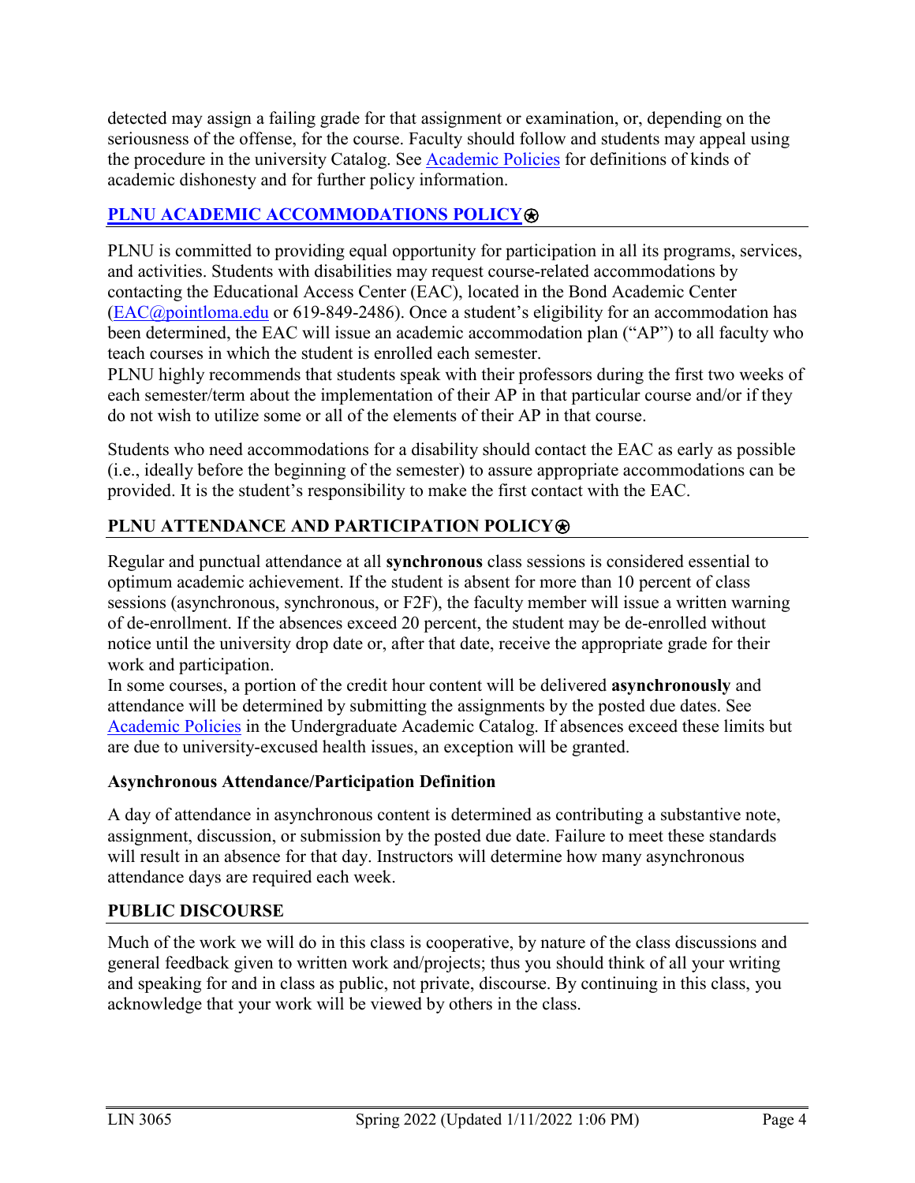detected may assign a failing grade for that assignment or examination, or, depending on the seriousness of the offense, for the course. Faculty should follow and students may appeal using the procedure in the university Catalog. See Academic Policies for definitions of kinds of academic dishonesty and for further policy information.

## PLNU ACADEMIC ACCOMMODATIONS POLICY⍟

PLNU is committed to providing equal opportunity for participation in all its programs, services, and activities. Students with disabilities may request course-related accommodations by contacting the Educational Access Center (EAC), located in the Bond Academic Center (EAC@pointloma.edu or 619-849-2486). Once a student's eligibility for an accommodation has been determined, the EAC will issue an academic accommodation plan ("AP") to all faculty who teach courses in which the student is enrolled each semester.

PLNU highly recommends that students speak with their professors during the first two weeks of each semester/term about the implementation of their AP in that particular course and/or if they do not wish to utilize some or all of the elements of their AP in that course.

Students who need accommodations for a disability should contact the EAC as early as possible (i.e., ideally before the beginning of the semester) to assure appropriate accommodations can be provided. It is the student's responsibility to make the first contact with the EAC.

## PLNU ATTENDANCE AND PARTICIPATION POLICY⍟

Regular and punctual attendance at all **synchronous** class sessions is considered essential to optimum academic achievement. If the student is absent for more than 10 percent of class sessions (asynchronous, synchronous, or F2F), the faculty member will issue a written warning of de-enrollment. If the absences exceed 20 percent, the student may be de-enrolled without notice until the university drop date or, after that date, receive the appropriate grade for their work and participation.

In some courses, a portion of the credit hour content will be delivered **asynchronously** and attendance will be determined by submitting the assignments by the posted due dates. See Academic Policies in the Undergraduate Academic Catalog. If absences exceed these limits but are due to university-excused health issues, an exception will be granted.

### Asynchronous Attendance/Participation Definition

A day of attendance in asynchronous content is determined as contributing a substantive note, assignment, discussion, or submission by the posted due date. Failure to meet these standards will result in an absence for that day. Instructors will determine how many asynchronous attendance days are required each week.

## PUBLIC DISCOURSE

Much of the work we will do in this class is cooperative, by nature of the class discussions and general feedback given to written work and/projects; thus you should think of all your writing and speaking for and in class as public, not private, discourse. By continuing in this class, you acknowledge that your work will be viewed by others in the class.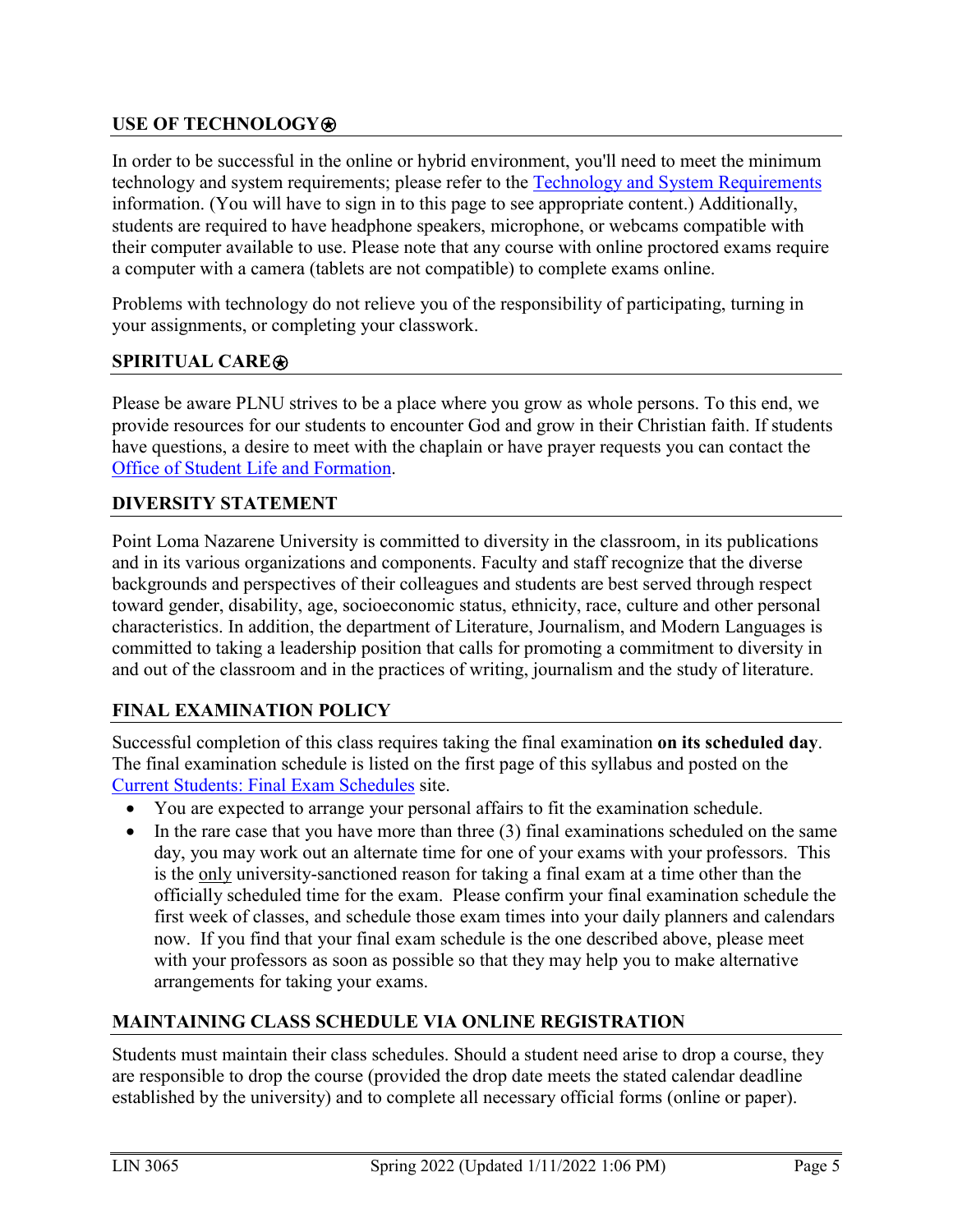## USE OF TECHNOLOGY⍟

In order to be successful in the online or hybrid environment, you'll need to meet the minimum technology and system requirements; please refer to the Technology and System Requirements information. (You will have to sign in to this page to see appropriate content.) Additionally, students are required to have headphone speakers, microphone, or webcams compatible with their computer available to use. Please note that any course with online proctored exams require a computer with a camera (tablets are not compatible) to complete exams online.

Problems with technology do not relieve you of the responsibility of participating, turning in your assignments, or completing your classwork.

## SPIRITUAL CARE⍟

Please be aware PLNU strives to be a place where you grow as whole persons. To this end, we provide resources for our students to encounter God and grow in their Christian faith. If students have questions, a desire to meet with the chaplain or have prayer requests you can contact the Office of Student Life and Formation.

## DIVERSITY STATEMENT

Point Loma Nazarene University is committed to diversity in the classroom, in its publications and in its various organizations and components. Faculty and staff recognize that the diverse backgrounds and perspectives of their colleagues and students are best served through respect toward gender, disability, age, socioeconomic status, ethnicity, race, culture and other personal characteristics. In addition, the department of Literature, Journalism, and Modern Languages is committed to taking a leadership position that calls for promoting a commitment to diversity in and out of the classroom and in the practices of writing, journalism and the study of literature.

## FINAL EXAMINATION POLICY

Successful completion of this class requires taking the final examination **on its scheduled day**. The final examination schedule is listed on the first page of this syllabus and posted on the Current Students: Final Exam Schedules site.

- You are expected to arrange your personal affairs to fit the examination schedule.
- In the rare case that you have more than three (3) final examinations scheduled on the same day, you may work out an alternate time for one of your exams with your professors. This is the only university-sanctioned reason for taking a final exam at a time other than the officially scheduled time for the exam. Please confirm your final examination schedule the first week of classes, and schedule those exam times into your daily planners and calendars now. If you find that your final exam schedule is the one described above, please meet with your professors as soon as possible so that they may help you to make alternative arrangements for taking your exams.

## MAINTAINING CLASS SCHEDULE VIA ONLINE REGISTRATION

Students must maintain their class schedules. Should a student need arise to drop a course, they are responsible to drop the course (provided the drop date meets the stated calendar deadline established by the university) and to complete all necessary official forms (online or paper).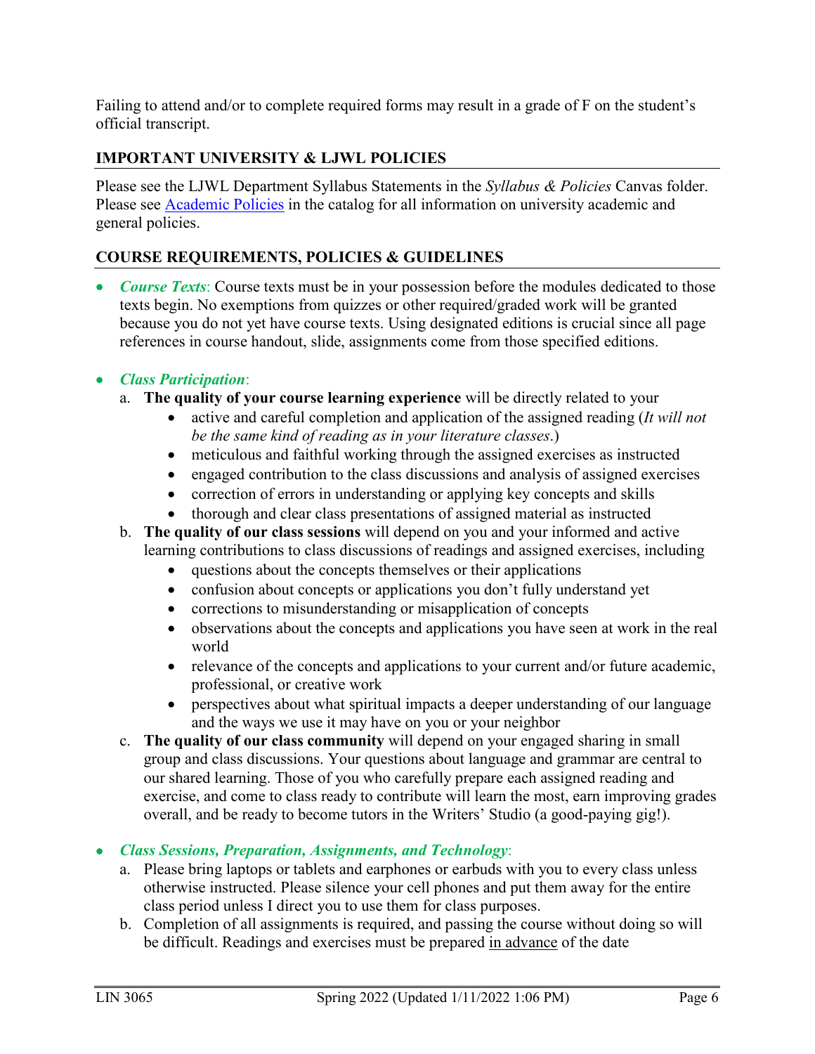Failing to attend and/or to complete required forms may result in a grade of F on the student's official transcript.

## IMPORTANT UNIVERSITY & LJWL POLICIES

Please see the LJWL Department Syllabus Statements in the *Syllabus & Policies* Canvas folder. Please see Academic Policies in the catalog for all information on university academic and general policies.

## COURSE REQUIREMENTS, POLICIES & GUIDELINES

- ***Course Texts***: Course texts must be in your possession before the modules dedicated to those texts begin. No exemptions from quizzes or other required/graded work will be granted because you do not yet have course texts. Using designated editions is crucial since all page references in course handout, slide, assignments come from those specified editions.

- ***Class Participation***:
  a. **The quality of your course learning experience** will be directly related to your
     - active and careful completion and application of the assigned reading (*It will not be the same kind of reading as in your literature classes*.)
     - meticulous and faithful working through the assigned exercises as instructed
     - engaged contribution to the class discussions and analysis of assigned exercises
     - correction of errors in understanding or applying key concepts and skills
     - thorough and clear class presentations of assigned material as instructed
  b. **The quality of our class sessions** will depend on you and your informed and active learning contributions to class discussions of readings and assigned exercises, including
     - questions about the concepts themselves or their applications
     - confusion about concepts or applications you don't fully understand yet
     - corrections to misunderstanding or misapplication of concepts
     - observations about the concepts and applications you have seen at work in the real world
     - relevance of the concepts and applications to your current and/or future academic, professional, or creative work
     - perspectives about what spiritual impacts a deeper understanding of our language and the ways we use it may have on you or your neighbor
  c. **The quality of our class community** will depend on your engaged sharing in small group and class discussions. Your questions about language and grammar are central to our shared learning. Those of you who carefully prepare each assigned reading and exercise, and come to class ready to contribute will learn the most, earn improving grades overall, and be ready to become tutors in the Writers' Studio (a good-paying gig!).

- ***Class Sessions, Preparation, Assignments, and Technology***:
  a. Please bring laptops or tablets and earphones or earbuds with you to every class unless otherwise instructed. Please silence your cell phones and put them away for the entire class period unless I direct you to use them for class purposes.
  b. Completion of all assignments is required, and passing the course without doing so will be difficult. Readings and exercises must be prepared <u>in advance</u> of the date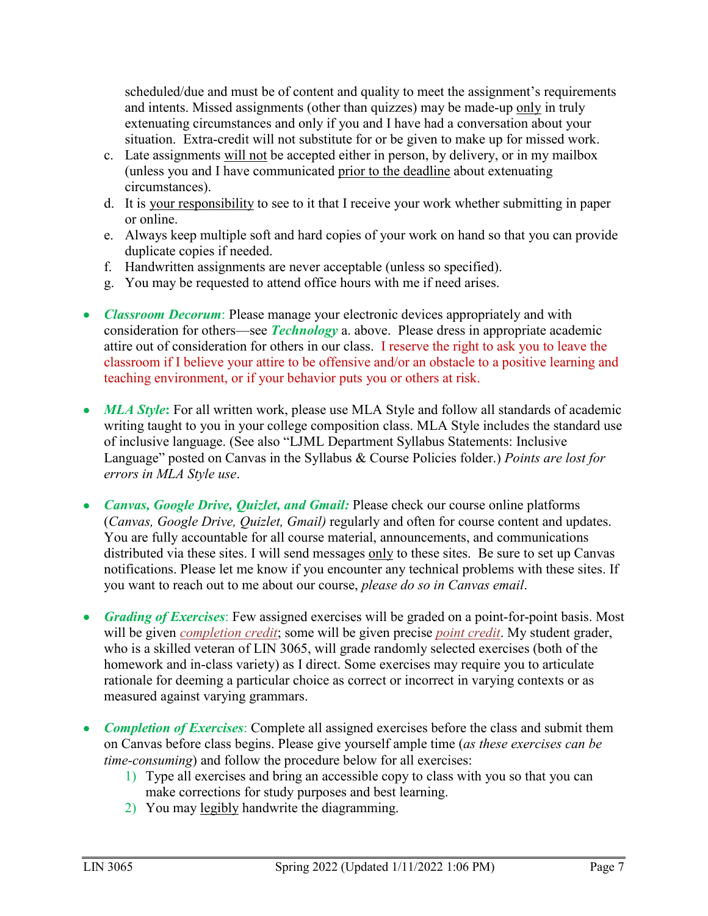scheduled/due and must be of content and quality to meet the assignment's requirements and intents. Missed assignments (other than quizzes) may be made-up only in truly extenuating circumstances and only if you and I have had a conversation about your situation. Extra-credit will not substitute for or be given to make up for missed work.

c. Late assignments will not be accepted either in person, by delivery, or in my mailbox (unless you and I have communicated prior to the deadline about extenuating circumstances).
d. It is your responsibility to see to it that I receive your work whether submitting in paper or online.
e. Always keep multiple soft and hard copies of your work on hand so that you can provide duplicate copies if needed.
f. Handwritten assignments are never acceptable (unless so specified).
g. You may be requested to attend office hours with me if need arises.

- ***Classroom Decorum***: Please manage your electronic devices appropriately and with consideration for others—see ***Technology*** a. above. Please dress in appropriate academic attire out of consideration for others in our class. I reserve the right to ask you to leave the classroom if I believe your attire to be offensive and/or an obstacle to a positive learning and teaching environment, or if your behavior puts you or others at risk.

- ***MLA Style*****:** For all written work, please use MLA Style and follow all standards of academic writing taught to you in your college composition class. MLA Style includes the standard use of inclusive language. (See also "LJML Department Syllabus Statements: Inclusive Language" posted on Canvas in the Syllabus & Course Policies folder.) *Points are lost for errors in MLA Style use*.

- ***Canvas, Google Drive, Quizlet, and Gmail:*** Please check our course online platforms (*Canvas, Google Drive, Quizlet, Gmail)* regularly and often for course content and updates. You are fully accountable for all course material, announcements, and communications distributed via these sites. I will send messages only to these sites. Be sure to set up Canvas notifications. Please let me know if you encounter any technical problems with these sites. If you want to reach out to me about our course, *please do so in Canvas email*.

- ***Grading of Exercises***: Few assigned exercises will be graded on a point-for-point basis. Most will be given *completion credit*; some will be given precise *point credit*. My student grader, who is a skilled veteran of LIN 3065, will grade randomly selected exercises (both of the homework and in-class variety) as I direct. Some exercises may require you to articulate rationale for deeming a particular choice as correct or incorrect in varying contexts or as measured against varying grammars.

- ***Completion of Exercises***: Complete all assigned exercises before the class and submit them on Canvas before class begins. Please give yourself ample time (*as these exercises can be time-consuming*) and follow the procedure below for all exercises:
  1) Type all exercises and bring an accessible copy to class with you so that you can make corrections for study purposes and best learning.
  2) You may legibly handwrite the diagramming.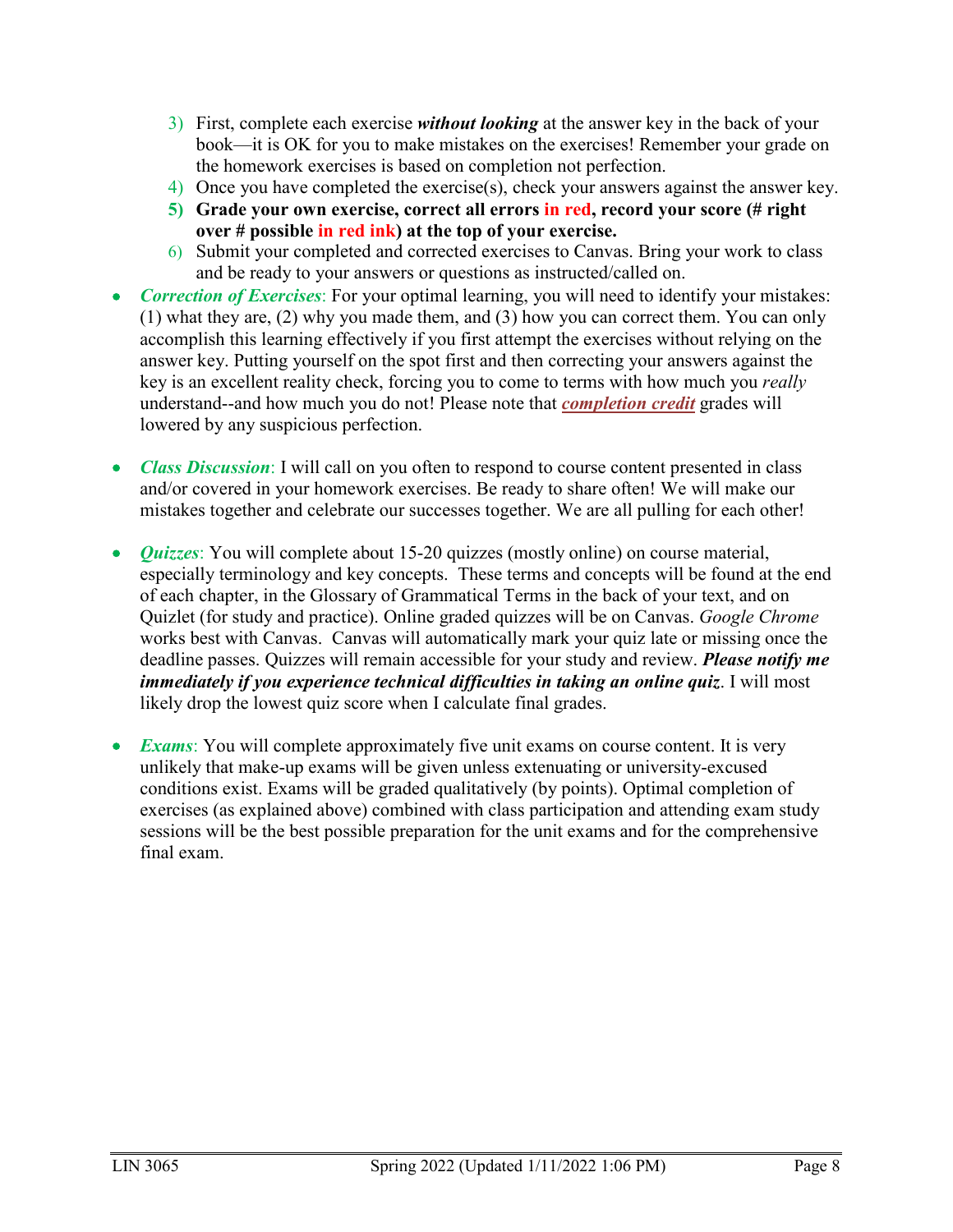3) First, complete each exercise ***without looking*** at the answer key in the back of your book—it is OK for you to make mistakes on the exercises! Remember your grade on the homework exercises is based on completion not perfection.
4) Once you have completed the exercise(s), check your answers against the answer key.
5) **Grade your own exercise, correct all errors in red, record your score (# right over # possible in red ink) at the top of your exercise.**
6) Submit your completed and corrected exercises to Canvas. Bring your work to class and be ready to your answers or questions as instructed/called on.

- ***Correction of Exercises***: For your optimal learning, you will need to identify your mistakes: (1) what they are, (2) why you made them, and (3) how you can correct them. You can only accomplish this learning effectively if you first attempt the exercises without relying on the answer key. Putting yourself on the spot first and then correcting your answers against the key is an excellent reality check, forcing you to come to terms with how much you *really* understand--and how much you do not! Please note that ***completion credit*** grades will lowered by any suspicious perfection.

- ***Class Discussion***: I will call on you often to respond to course content presented in class and/or covered in your homework exercises. Be ready to share often! We will make our mistakes together and celebrate our successes together. We are all pulling for each other!

- ***Quizzes***: You will complete about 15-20 quizzes (mostly online) on course material, especially terminology and key concepts. These terms and concepts will be found at the end of each chapter, in the Glossary of Grammatical Terms in the back of your text, and on Quizlet (for study and practice). Online graded quizzes will be on Canvas. *Google Chrome* works best with Canvas. Canvas will automatically mark your quiz late or missing once the deadline passes. Quizzes will remain accessible for your study and review. ***Please notify me immediately if you experience technical difficulties in taking an online quiz***. I will most likely drop the lowest quiz score when I calculate final grades.

- ***Exams***: You will complete approximately five unit exams on course content. It is very unlikely that make-up exams will be given unless extenuating or university-excused conditions exist. Exams will be graded qualitatively (by points). Optimal completion of exercises (as explained above) combined with class participation and attending exam study sessions will be the best possible preparation for the unit exams and for the comprehensive final exam.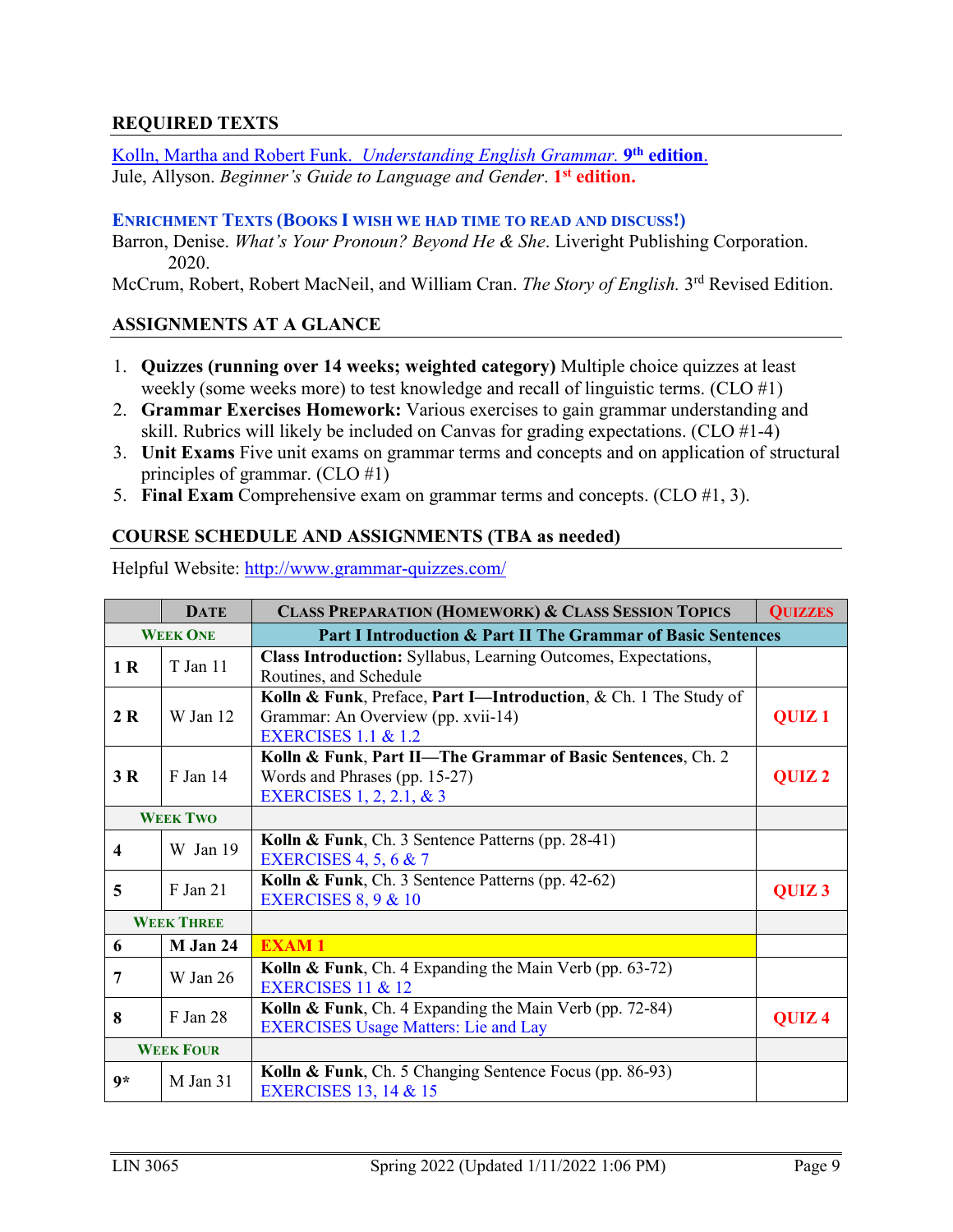## REQUIRED TEXTS

Kolln, Martha and Robert Funk. *Understanding English Grammar.* **9th edition**.
Jule, Allyson. *Beginner's Guide to Language and Gender*. **1st edition.**

### ENRICHMENT TEXTS (BOOKS I WISH WE HAD TIME TO READ AND DISCUSS!)

Barron, Denise. *What's Your Pronoun? Beyond He & She*. Liveright Publishing Corporation. 2020.
McCrum, Robert, Robert MacNeil, and William Cran. *The Story of English.* 3rd Revised Edition.

## ASSIGNMENTS AT A GLANCE

1. **Quizzes (running over 14 weeks; weighted category)** Multiple choice quizzes at least weekly (some weeks more) to test knowledge and recall of linguistic terms. (CLO #1)
2. **Grammar Exercises Homework:** Various exercises to gain grammar understanding and skill. Rubrics will likely be included on Canvas for grading expectations. (CLO #1-4)
3. **Unit Exams** Five unit exams on grammar terms and concepts and on application of structural principles of grammar. (CLO #1)
5. **Final Exam** Comprehensive exam on grammar terms and concepts. (CLO #1, 3).

## COURSE SCHEDULE AND ASSIGNMENTS (TBA as needed)

Helpful Website: http://www.grammar-quizzes.com/

| | DATE | CLASS PREPARATION (HOMEWORK) & CLASS SESSION TOPICS | QUIZZES |
|---|---|---|---|
| WEEK ONE | | **Part I Introduction & Part II The Grammar of Basic Sentences** | |
| **1 R** | T Jan 11 | **Class Introduction:** Syllabus, Learning Outcomes, Expectations, Routines, and Schedule | |
| **2 R** | W Jan 12 | **Kolln & Funk**, Preface, **Part I—Introduction**, & Ch. 1 The Study of Grammar: An Overview (pp. xvii-14) EXERCISES 1.1 & 1.2 | **QUIZ 1** |
| **3 R** | F Jan 14 | **Kolln & Funk**, **Part II—The Grammar of Basic Sentences**, Ch. 2 Words and Phrases (pp. 15-27) EXERCISES 1, 2, 2.1, & 3 | **QUIZ 2** |
| WEEK TWO | | | |
| **4** | W Jan 19 | **Kolln & Funk**, Ch. 3 Sentence Patterns (pp. 28-41) EXERCISES 4, 5, 6 & 7 | |
| **5** | F Jan 21 | **Kolln & Funk**, Ch. 3 Sentence Patterns (pp. 42-62) EXERCISES 8, 9 & 10 | **QUIZ 3** |
| WEEK THREE | | | |
| **6** | **M Jan 24** | **EXAM 1** | |
| **7** | W Jan 26 | **Kolln & Funk**, Ch. 4 Expanding the Main Verb (pp. 63-72) EXERCISES 11 & 12 | |
| **8** | F Jan 28 | **Kolln & Funk**, Ch. 4 Expanding the Main Verb (pp. 72-84) EXERCISES Usage Matters: Lie and Lay | **QUIZ 4** |
| WEEK FOUR | | | |
| **9*** | M Jan 31 | **Kolln & Funk**, Ch. 5 Changing Sentence Focus (pp. 86-93) EXERCISES 13, 14 & 15 | |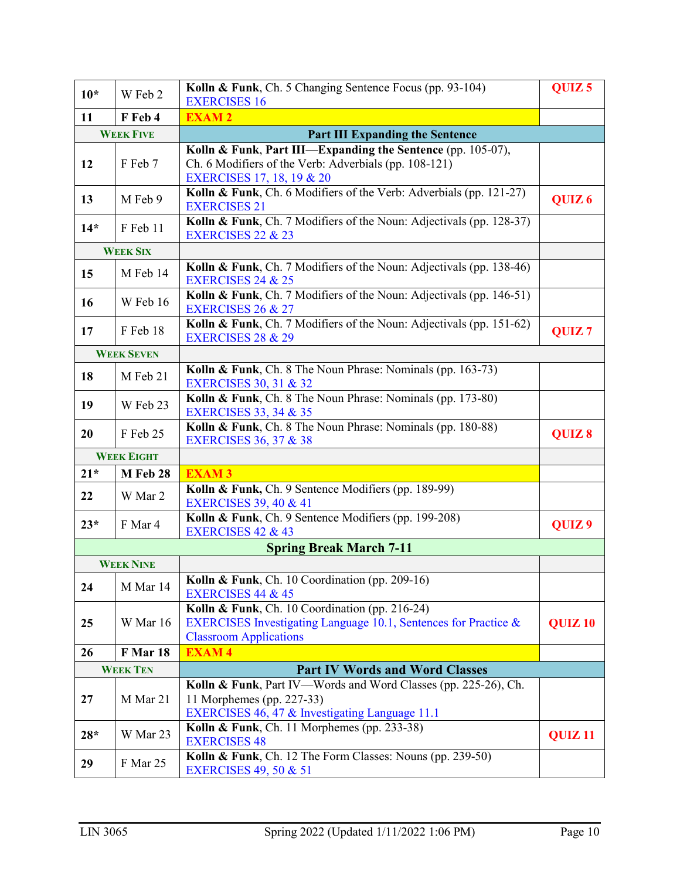| | | | |
|---|---|---|---|
| **10*** | W Feb 2 | **Kolln & Funk**, Ch. 5 Changing Sentence Focus (pp. 93-104)<br>EXERCISES 16 | **QUIZ 5** |
| **11** | **F Feb 4** | **EXAM 2** | |
| **WEEK FIVE** | | **Part III Expanding the Sentence** | |
| **12** | F Feb 7 | **Kolln & Funk**, **Part III—Expanding the Sentence** (pp. 105-07), Ch. 6 Modifiers of the Verb: Adverbials (pp. 108-121)<br>EXERCISES 17, 18, 19 & 20 | |
| **13** | M Feb 9 | **Kolln & Funk**, Ch. 6 Modifiers of the Verb: Adverbials (pp. 121-27)<br>EXERCISES 21 | **QUIZ 6** |
| **14*** | F Feb 11 | **Kolln & Funk**, Ch. 7 Modifiers of the Noun: Adjectivals (pp. 128-37)<br>EXERCISES 22 & 23 | |
| **WEEK SIX** | | | |
| **15** | M Feb 14 | **Kolln & Funk**, Ch. 7 Modifiers of the Noun: Adjectivals (pp. 138-46)<br>EXERCISES 24 & 25 | |
| **16** | W Feb 16 | **Kolln & Funk**, Ch. 7 Modifiers of the Noun: Adjectivals (pp. 146-51)<br>EXERCISES 26 & 27 | |
| **17** | F Feb 18 | **Kolln & Funk**, Ch. 7 Modifiers of the Noun: Adjectivals (pp. 151-62)<br>EXERCISES 28 & 29 | **QUIZ 7** |
| **WEEK SEVEN** | | | |
| **18** | M Feb 21 | **Kolln & Funk**, Ch. 8 The Noun Phrase: Nominals (pp. 163-73)<br>EXERCISES 30, 31 & 32 | |
| **19** | W Feb 23 | **Kolln & Funk**, Ch. 8 The Noun Phrase: Nominals (pp. 173-80)<br>EXERCISES 33, 34 & 35 | |
| **20** | F Feb 25 | **Kolln & Funk**, Ch. 8 The Noun Phrase: Nominals (pp. 180-88)<br>EXERCISES 36, 37 & 38 | **QUIZ 8** |
| **WEEK EIGHT** | | | |
| **21*** | **M Feb 28** | **EXAM 3** | |
| **22** | W Mar 2 | **Kolln & Funk,** Ch. 9 Sentence Modifiers (pp. 189-99)<br>EXERCISES 39, 40 & 41 | |
| **23*** | F Mar 4 | **Kolln & Funk**, Ch. 9 Sentence Modifiers (pp. 199-208)<br>EXERCISES 42 & 43 | **QUIZ 9** |
| | | **Spring Break March 7-11** | |
| **WEEK NINE** | | | |
| **24** | M Mar 14 | **Kolln & Funk**, Ch. 10 Coordination (pp. 209-16)<br>EXERCISES 44 & 45 | |
| **25** | W Mar 16 | **Kolln & Funk**, Ch. 10 Coordination (pp. 216-24)<br>EXERCISES Investigating Language 10.1, Sentences for Practice & Classroom Applications | **QUIZ 10** |
| **26** | **F Mar 18** | **EXAM 4** | |
| **WEEK TEN** | | **Part IV Words and Word Classes** | |
| **27** | M Mar 21 | **Kolln & Funk**, Part IV—Words and Word Classes (pp. 225-26), Ch. 11 Morphemes (pp. 227-33)<br>EXERCISES 46, 47 & Investigating Language 11.1 | |
| **28*** | W Mar 23 | **Kolln & Funk**, Ch. 11 Morphemes (pp. 233-38)<br>EXERCISES 48 | **QUIZ 11** |
| **29** | F Mar 25 | **Kolln & Funk**, Ch. 12 The Form Classes: Nouns (pp. 239-50)<br>EXERCISES 49, 50 & 51 | |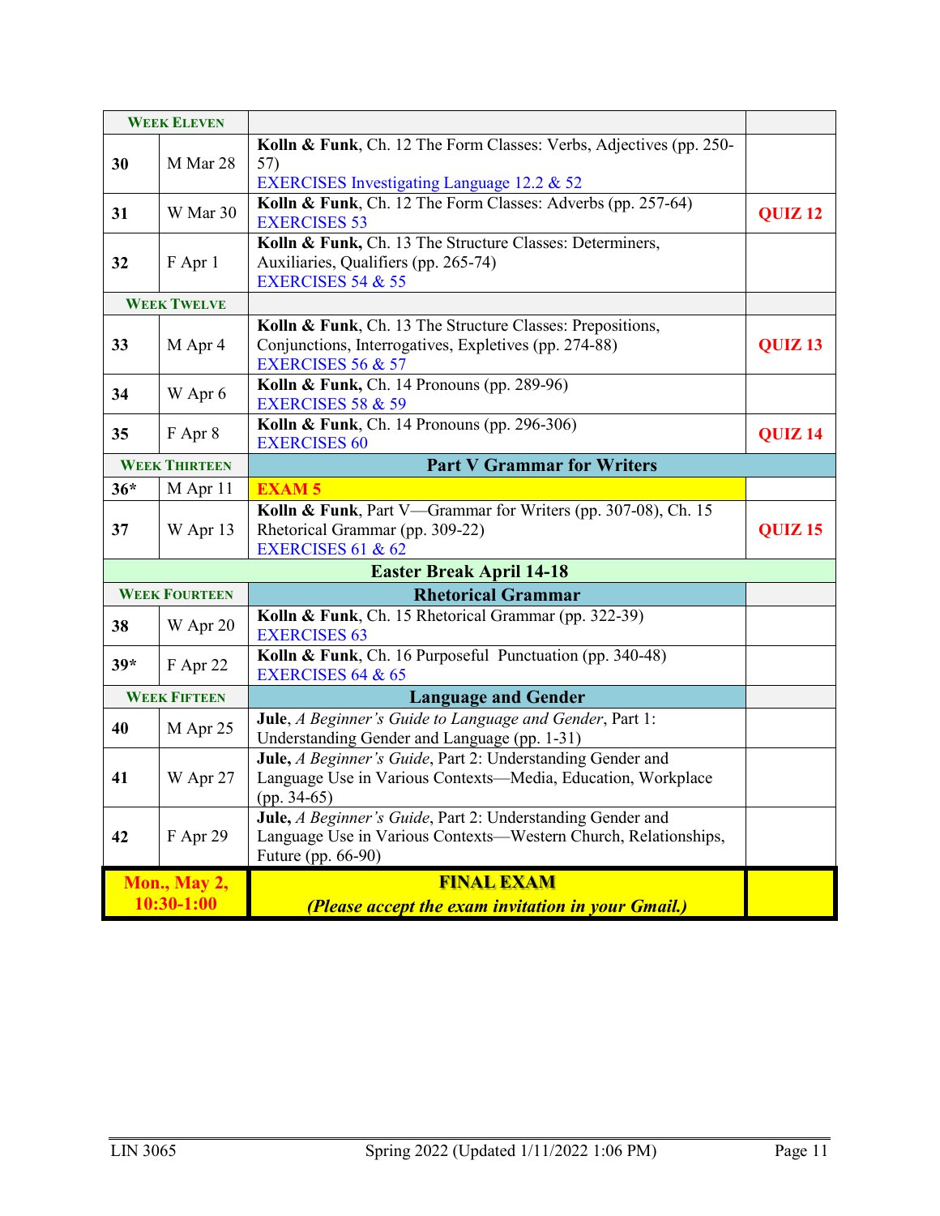| | | | |
|---|---|---|---|
| **WEEK ELEVEN** | | | |
| **30** | M Mar 28 | **Kolln & Funk**, Ch. 12 The Form Classes: Verbs, Adjectives (pp. 250-57)<br>EXERCISES Investigating Language 12.2 & 52 | |
| **31** | W Mar 30 | **Kolln & Funk**, Ch. 12 The Form Classes: Adverbs (pp. 257-64)<br>EXERCISES 53 | **QUIZ 12** |
| **32** | F Apr 1 | **Kolln & Funk,** Ch. 13 The Structure Classes: Determiners, Auxiliaries, Qualifiers (pp. 265-74)<br>EXERCISES 54 & 55 | |
| **WEEK TWELVE** | | | |
| **33** | M Apr 4 | **Kolln & Funk**, Ch. 13 The Structure Classes: Prepositions, Conjunctions, Interrogatives, Expletives (pp. 274-88)<br>EXERCISES 56 & 57 | **QUIZ 13** |
| **34** | W Apr 6 | **Kolln & Funk,** Ch. 14 Pronouns (pp. 289-96)<br>EXERCISES 58 & 59 | |
| **35** | F Apr 8 | **Kolln & Funk**, Ch. 14 Pronouns (pp. 296-306)<br>EXERCISES 60 | **QUIZ 14** |
| **WEEK THIRTEEN** | | **Part V Grammar for Writers** | |
| **36*** | M Apr 11 | **EXAM 5** | |
| **37** | W Apr 13 | **Kolln & Funk**, Part V—Grammar for Writers (pp. 307-08), Ch. 15 Rhetorical Grammar (pp. 309-22)<br>EXERCISES 61 & 62 | **QUIZ 15** |
| **Easter Break April 14-18** | | | |
| **WEEK FOURTEEN** | | **Rhetorical Grammar** | |
| **38** | W Apr 20 | **Kolln & Funk**, Ch. 15 Rhetorical Grammar (pp. 322-39)<br>EXERCISES 63 | |
| **39*** | F Apr 22 | **Kolln & Funk**, Ch. 16 Purposeful Punctuation (pp. 340-48)<br>EXERCISES 64 & 65 | |
| **WEEK FIFTEEN** | | **Language and Gender** | |
| **40** | M Apr 25 | **Jule**, *A Beginner's Guide to Language and Gender*, Part 1: Understanding Gender and Language (pp. 1-31) | |
| **41** | W Apr 27 | **Jule,** *A Beginner's Guide*, Part 2: Understanding Gender and Language Use in Various Contexts—Media, Education, Workplace (pp. 34-65) | |
| **42** | F Apr 29 | **Jule,** *A Beginner's Guide*, Part 2: Understanding Gender and Language Use in Various Contexts—Western Church, Relationships, Future (pp. 66-90) | |
| **Mon., May 2, 10:30-1:00** | | **FINAL EXAM**<br>***(Please accept the exam invitation in your Gmail.)*** | |